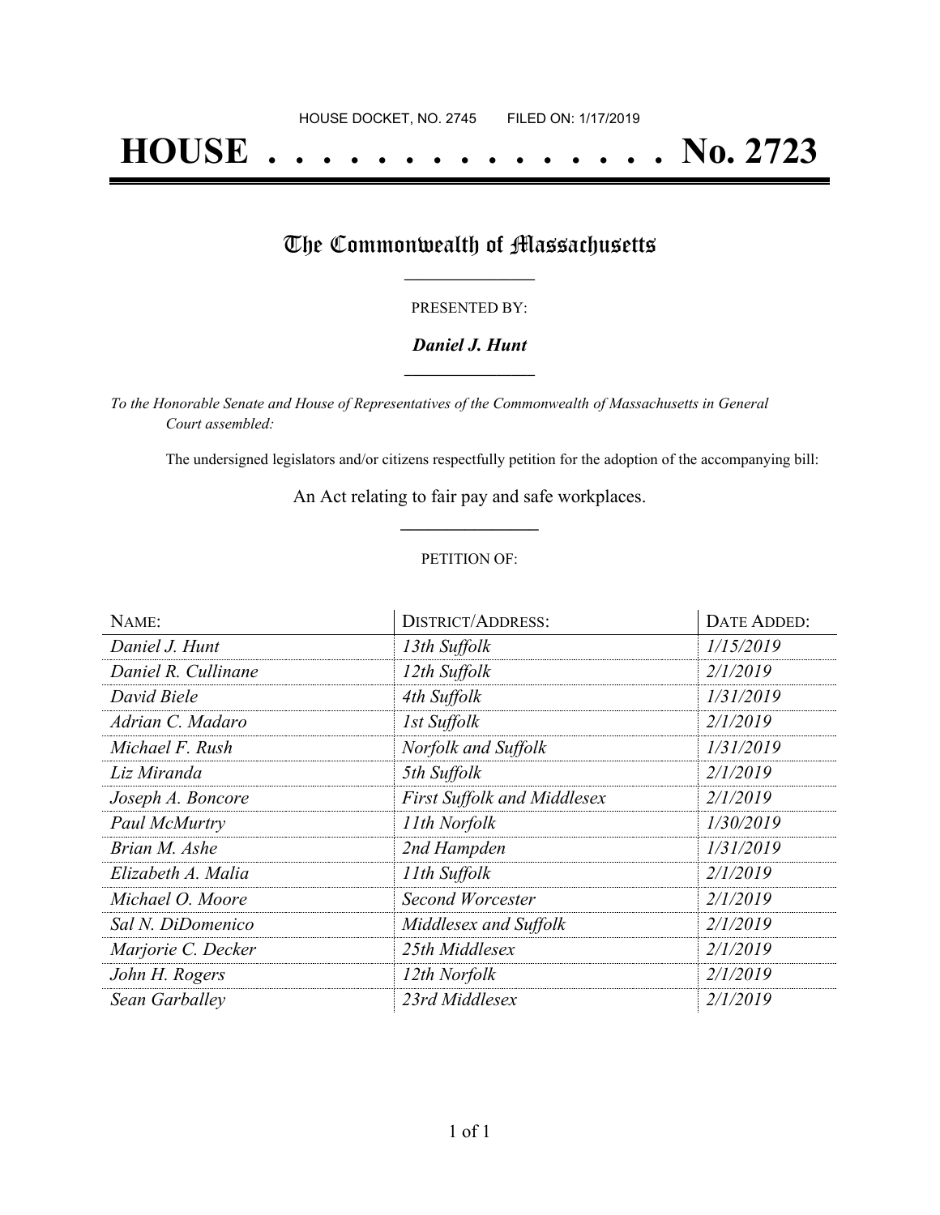HOUSE DOCKET, NO. 2745 FILED ON: 1/17/2019

# HOUSE . . . . . . . . . . . . . . . No. 2723

## The Commonwealth of Massachusetts

PRESENTED BY:

***Daniel J. Hunt***

*To the Honorable Senate and House of Representatives of the Commonwealth of Massachusetts in General Court assembled:*

The undersigned legislators and/or citizens respectfully petition for the adoption of the accompanying bill:

An Act relating to fair pay and safe workplaces.

PETITION OF:

| NAME: | DISTRICT/ADDRESS: | DATE ADDED: |
|---|---|---|
| *Daniel J. Hunt* | *13th Suffolk* | *1/15/2019* |
| *Daniel R. Cullinane* | *12th Suffolk* | *2/1/2019* |
| *David Biele* | *4th Suffolk* | *1/31/2019* |
| *Adrian C. Madaro* | *1st Suffolk* | *2/1/2019* |
| *Michael F. Rush* | *Norfolk and Suffolk* | *1/31/2019* |
| *Liz Miranda* | *5th Suffolk* | *2/1/2019* |
| *Joseph A. Boncore* | *First Suffolk and Middlesex* | *2/1/2019* |
| *Paul McMurtry* | *11th Norfolk* | *1/30/2019* |
| *Brian M. Ashe* | *2nd Hampden* | *1/31/2019* |
| *Elizabeth A. Malia* | *11th Suffolk* | *2/1/2019* |
| *Michael O. Moore* | *Second Worcester* | *2/1/2019* |
| *Sal N. DiDomenico* | *Middlesex and Suffolk* | *2/1/2019* |
| *Marjorie C. Decker* | *25th Middlesex* | *2/1/2019* |
| *John H. Rogers* | *12th Norfolk* | *2/1/2019* |
| *Sean Garballey* | *23rd Middlesex* | *2/1/2019* |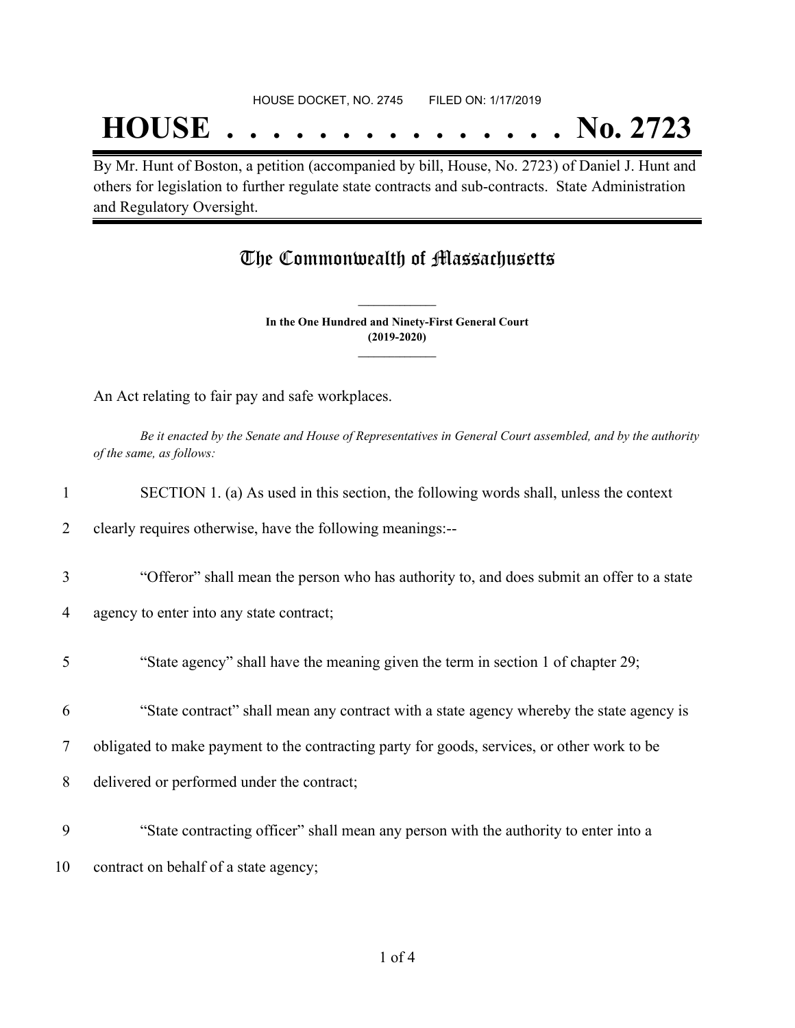HOUSE DOCKET, NO. 2745 FILED ON: 1/17/2019

# HOUSE . . . . . . . . . . . . . . . No. 2723

By Mr. Hunt of Boston, a petition (accompanied by bill, House, No. 2723) of Daniel J. Hunt and others for legislation to further regulate state contracts and sub-contracts. State Administration and Regulatory Oversight.

## The Commonwealth of Massachusetts

**In the One Hundred and Ninety-First General Court (2019-2020)**

An Act relating to fair pay and safe workplaces.

*Be it enacted by the Senate and House of Representatives in General Court assembled, and by the authority of the same, as follows:*

SECTION 1. (a) As used in this section, the following words shall, unless the context clearly requires otherwise, have the following meanings:--

"Offeror" shall mean the person who has authority to, and does submit an offer to a state agency to enter into any state contract;

"State agency" shall have the meaning given the term in section 1 of chapter 29;

"State contract" shall mean any contract with a state agency whereby the state agency is obligated to make payment to the contracting party for goods, services, or other work to be delivered or performed under the contract;

"State contracting officer" shall mean any person with the authority to enter into a contract on behalf of a state agency;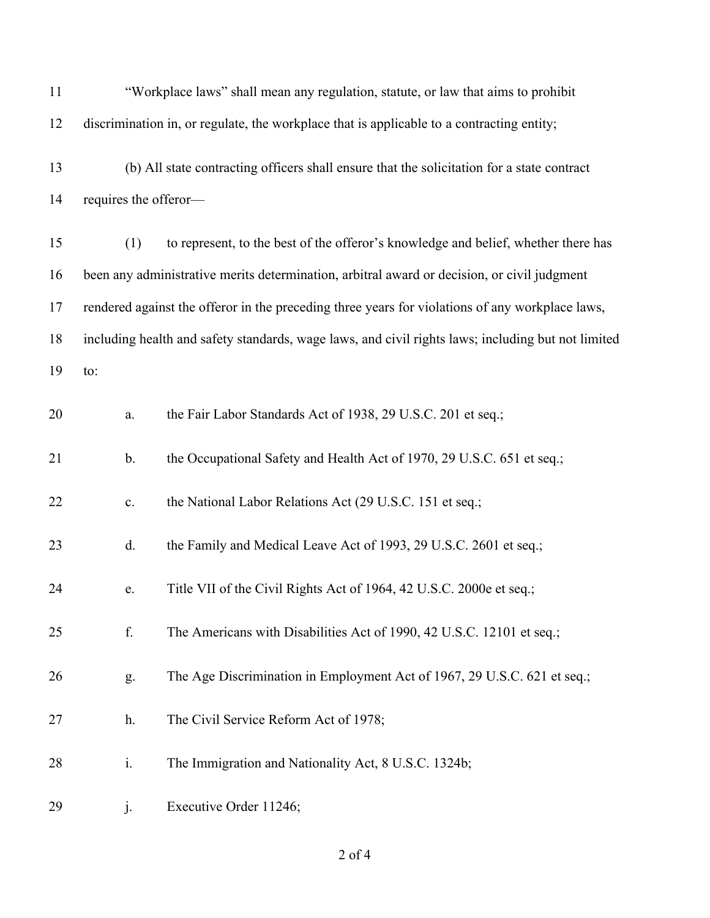"Workplace laws" shall mean any regulation, statute, or law that aims to prohibit discrimination in, or regulate, the workplace that is applicable to a contracting entity;

(b) All state contracting officers shall ensure that the solicitation for a state contract requires the offeror—

(1) to represent, to the best of the offeror's knowledge and belief, whether there has been any administrative merits determination, arbitral award or decision, or civil judgment rendered against the offeror in the preceding three years for violations of any workplace laws, including health and safety standards, wage laws, and civil rights laws; including but not limited to:

a. the Fair Labor Standards Act of 1938, 29 U.S.C. 201 et seq.;

b. the Occupational Safety and Health Act of 1970, 29 U.S.C. 651 et seq.;

c. the National Labor Relations Act (29 U.S.C. 151 et seq.;

d. the Family and Medical Leave Act of 1993, 29 U.S.C. 2601 et seq.;

e. Title VII of the Civil Rights Act of 1964, 42 U.S.C. 2000e et seq.;

f. The Americans with Disabilities Act of 1990, 42 U.S.C. 12101 et seq.;

g. The Age Discrimination in Employment Act of 1967, 29 U.S.C. 621 et seq.;

h. The Civil Service Reform Act of 1978;

i. The Immigration and Nationality Act, 8 U.S.C. 1324b;

j. Executive Order 11246;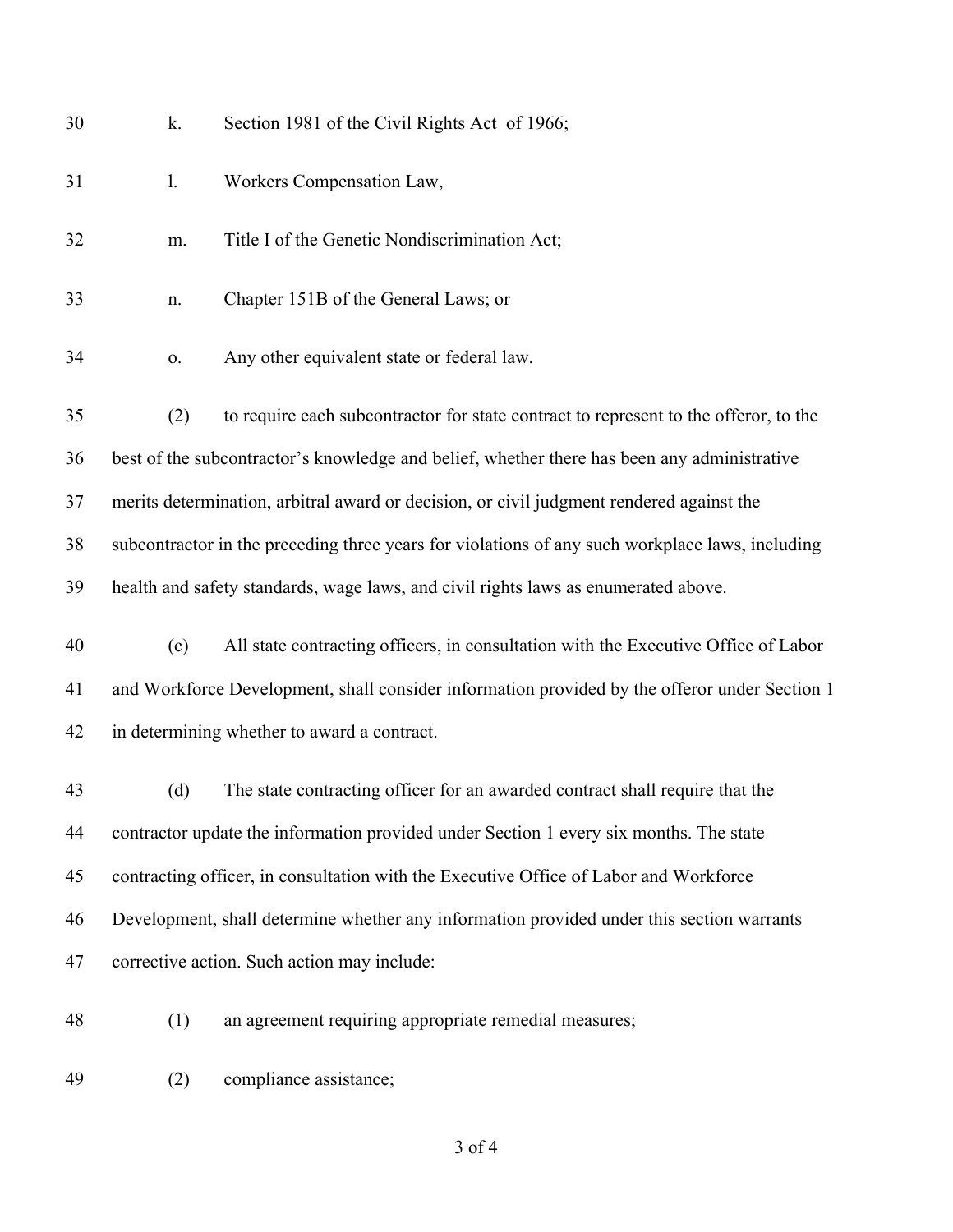k. Section 1981 of the Civil Rights Act of 1966;

l. Workers Compensation Law,

m. Title I of the Genetic Nondiscrimination Act;

n. Chapter 151B of the General Laws; or

o. Any other equivalent state or federal law.

(2) to require each subcontractor for state contract to represent to the offeror, to the best of the subcontractor's knowledge and belief, whether there has been any administrative merits determination, arbitral award or decision, or civil judgment rendered against the subcontractor in the preceding three years for violations of any such workplace laws, including health and safety standards, wage laws, and civil rights laws as enumerated above.

(c) All state contracting officers, in consultation with the Executive Office of Labor and Workforce Development, shall consider information provided by the offeror under Section 1 in determining whether to award a contract.

(d) The state contracting officer for an awarded contract shall require that the contractor update the information provided under Section 1 every six months. The state contracting officer, in consultation with the Executive Office of Labor and Workforce Development, shall determine whether any information provided under this section warrants corrective action. Such action may include:

(1) an agreement requiring appropriate remedial measures;

(2) compliance assistance;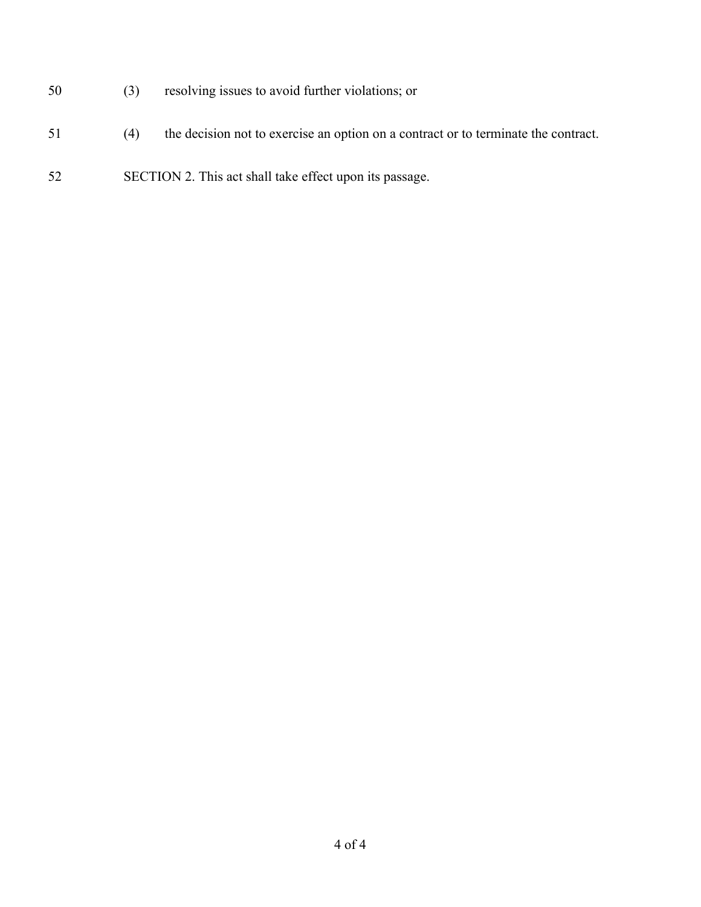50 (3) resolving issues to avoid further violations; or

51 (4) the decision not to exercise an option on a contract or to terminate the contract.

52 SECTION 2. This act shall take effect upon its passage.